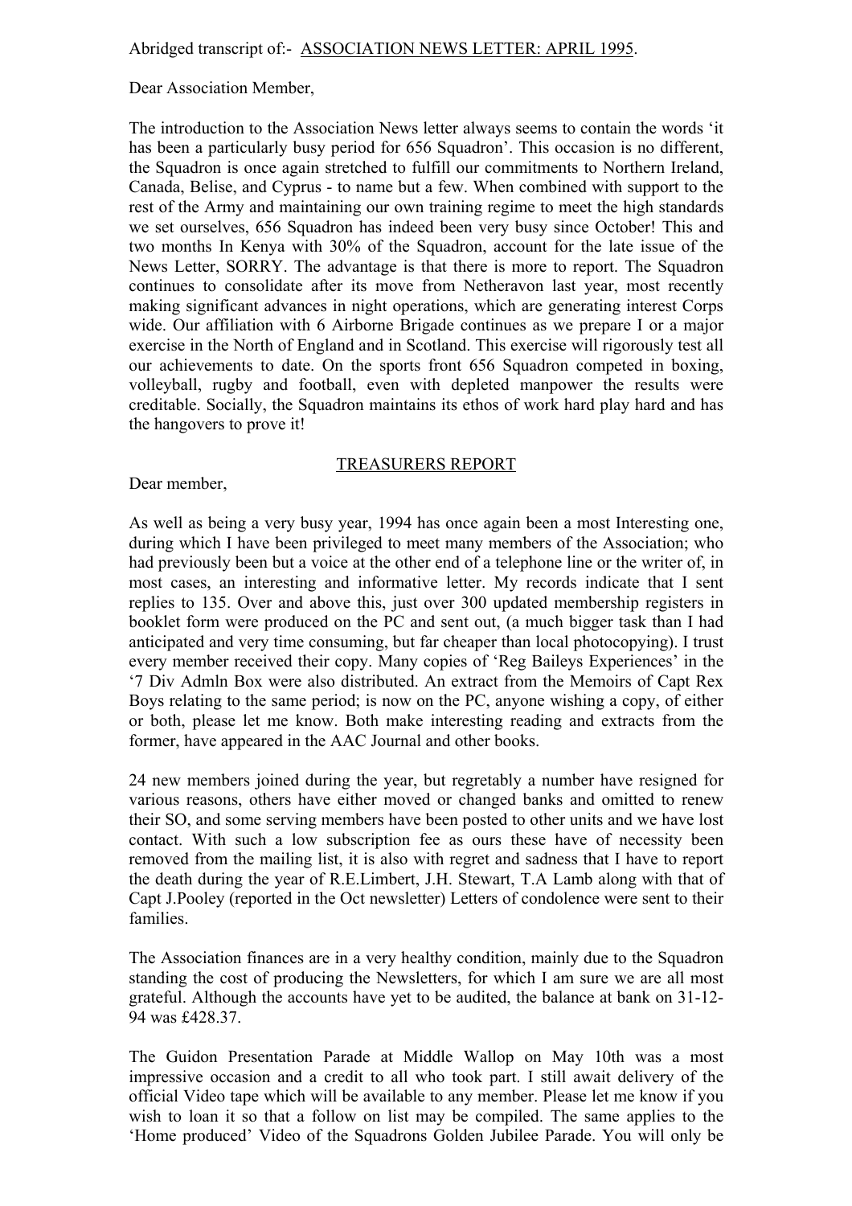Abridged transcript of:- <u>ASSOCIATION NEWS LETTER: APRIL 1995</u>.

Dear Association Member,

The introduction to the Association News letter always seems to contain the words 'it has been a particularly busy period for 656 Squadron'. This occasion is no different, the Squadron is once again stretched to fulfill our commitments to Northern Ireland, Canada, Belise, and Cyprus - to name but a few. When combined with support to the rest of the Army and maintaining our own training regime to meet the high standards we set ourselves, 656 Squadron has indeed been very busy since October! This and two months In Kenya with 30% of the Squadron, account for the late issue of the News Letter, SORRY. The advantage is that there is more to report. The Squadron continues to consolidate after its move from Netheravon last year, most recently making significant advances in night operations, which are generating interest Corps wide. Our affiliation with 6 Airborne Brigade continues as we prepare I or a major exercise in the North of England and in Scotland. This exercise will rigorously test all our achievements to date. On the sports front 656 Squadron competed in boxing, volleyball, rugby and football, even with depleted manpower the results were creditable. Socially, the Squadron maintains its ethos of work hard play hard and has the hangovers to prove it!

## <u>TREASURERS REPORT</u>

Dear member,

As well as being a very busy year, 1994 has once again been a most Interesting one, during which I have been privileged to meet many members of the Association; who had previously been but a voice at the other end of a telephone line or the writer of, in most cases, an interesting and informative letter. My records indicate that I sent replies to 135. Over and above this, just over 300 updated membership registers in booklet form were produced on the PC and sent out, (a much bigger task than I had anticipated and very time consuming, but far cheaper than local photocopying). I trust every member received their copy. Many copies of 'Reg Baileys Experiences' in the '7 Div Admln Box were also distributed. An extract from the Memoirs of Capt Rex Boys relating to the same period; is now on the PC, anyone wishing a copy, of either or both, please let me know. Both make interesting reading and extracts from the former, have appeared in the AAC Journal and other books.

24 new members joined during the year, but regretably a number have resigned for various reasons, others have either moved or changed banks and omitted to renew their SO, and some serving members have been posted to other units and we have lost contact. With such a low subscription fee as ours these have of necessity been removed from the mailing list, it is also with regret and sadness that I have to report the death during the year of R.E.Limbert, J.H. Stewart, T.A Lamb along with that of Capt J.Pooley (reported in the Oct newsletter) Letters of condolence were sent to their families.

The Association finances are in a very healthy condition, mainly due to the Squadron standing the cost of producing the Newsletters, for which I am sure we are all most grateful. Although the accounts have yet to be audited, the balance at bank on 31-12-94 was £428.37.

The Guidon Presentation Parade at Middle Wallop on May 10th was a most impressive occasion and a credit to all who took part. I still await delivery of the official Video tape which will be available to any member. Please let me know if you wish to loan it so that a follow on list may be compiled. The same applies to the 'Home produced' Video of the Squadrons Golden Jubilee Parade. You will only be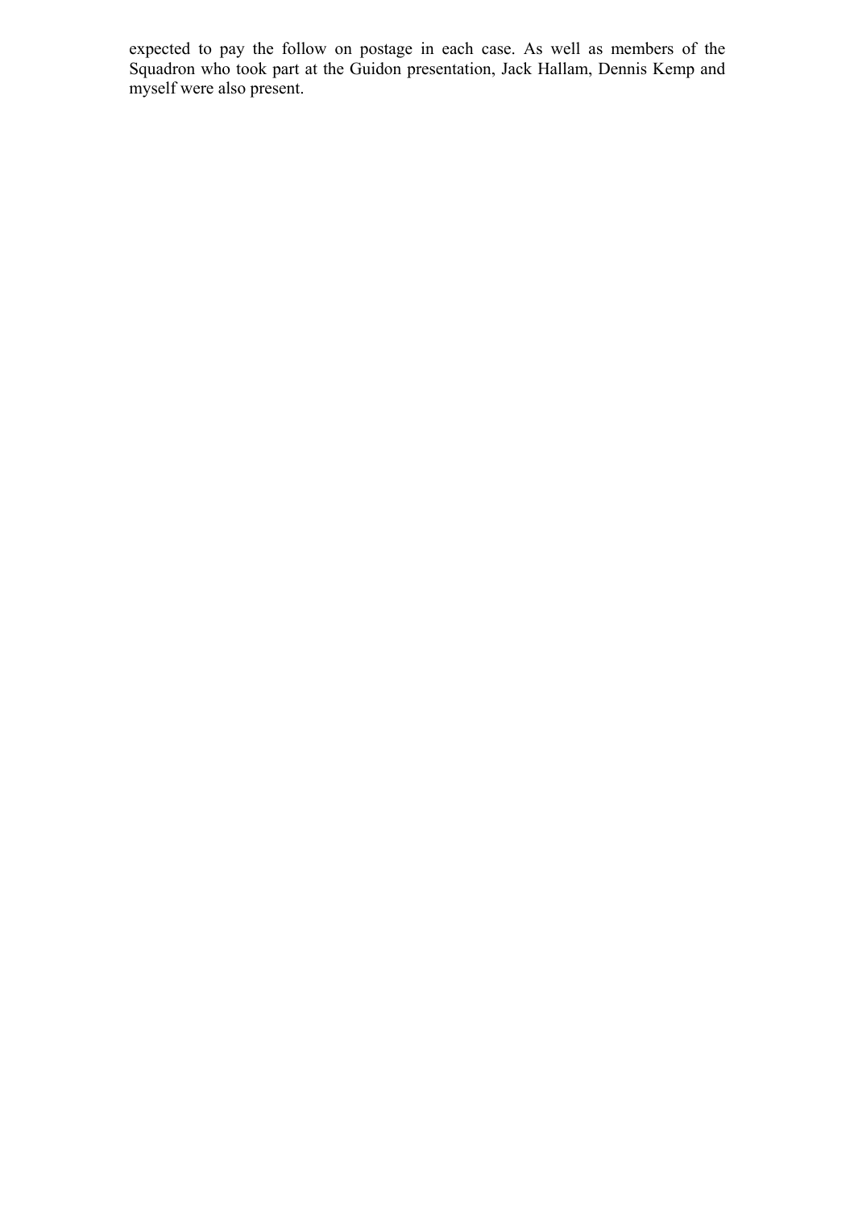expected to pay the follow on postage in each case. As well as members of the Squadron who took part at the Guidon presentation, Jack Hallam, Dennis Kemp and myself were also present.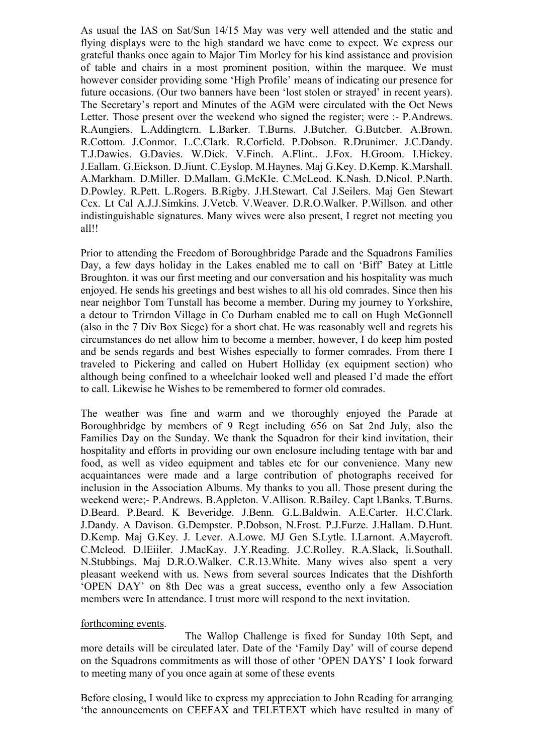As usual the IAS on Sat/Sun 14/15 May was very well attended and the static and flying displays were to the high standard we have come to expect. We express our grateful thanks once again to Major Tim Morley for his kind assistance and provision of table and chairs in a most prominent position, within the marquee. We must however consider providing some 'High Profile' means of indicating our presence for future occasions. (Our two banners have been 'lost stolen or strayed' in recent years). The Secretary's report and Minutes of the AGM were circulated with the Oct News Letter. Those present over the weekend who signed the register; were :- P.Andrews. R.Aungiers. L.Addingtcrn. L.Barker. T.Burns. J.Butcher. G.Butcber. A.Brown. R.Cottom. J.Conmor. L.C.Clark. R.Corfield. P.Dobson. R.Drunimer. J.C.Dandy. T.J.Dawies. G.Davies. W.Dick. V.Finch. A.Flint.. J.Fox. H.Groom. I.Hickey. J.Eallam. G.Eickson. D.Jiunt. C.Eyslop. M.Haynes. Maj G.Key. D.Kemp. K.Marshall. A.Markham. D.Miller. D.Mallam. G.McKIe. C.McLeod. K.Nash. D.Nicol. P.Narth. D.Powley. R.Pett. L.Rogers. B.Rigby. J.H.Stewart. Cal J.Seilers. Maj Gen Stewart Ccx. Lt Cal A.J.J.Simkins. J.Vetcb. V.Weaver. D.R.O.Walker. P.Willson. and other indistinguishable signatures. Many wives were also present, I regret not meeting you all!!

Prior to attending the Freedom of Boroughbridge Parade and the Squadrons Families Day, a few days holiday in the Lakes enabled me to call on 'Biff' Batey at Little Broughton. it was our first meeting and our conversation and his hospitality was much enjoyed. He sends his greetings and best wishes to all his old comrades. Since then his near neighbor Tom Tunstall has become a member. During my journey to Yorkshire, a detour to Trirndon Village in Co Durham enabled me to call on Hugh McGonnell (also in the 7 Div Box Siege) for a short chat. He was reasonably well and regrets his circumstances do net allow him to become a member, however, I do keep him posted and be sends regards and best Wishes especially to former comrades. From there I traveled to Pickering and called on Hubert Holliday (ex equipment section) who although being confined to a wheelchair looked well and pleased I'd made the effort to call. Likewise he Wishes to be remembered to former old comrades.

The weather was fine and warm and we thoroughly enjoyed the Parade at Boroughbridge by members of 9 Regt including 656 on Sat 2nd July, also the Families Day on the Sunday. We thank the Squadron for their kind invitation, their hospitality and efforts in providing our own enclosure including tentage with bar and food, as well as video equipment and tables etc for our convenience. Many new acquaintances were made and a large contribution of photographs received for inclusion in the Association Albums. My thanks to you all. Those present during the weekend were;- P.Andrews. B.Appleton. V.Allison. R.Bailey. Capt l.Banks. T.Burns. D.Beard. P.Beard. K Beveridge. J.Benn. G.L.Baldwin. A.E.Carter. H.C.Clark. J.Dandy. A Davison. G.Dempster. P.Dobson, N.Frost. P.J.Furze. J.Hallam. D.Hunt. D.Kemp. Maj G.Key. J. Lever. A.Lowe. MJ Gen S.Lytle. I.Larnont. A.Maycroft. C.Mcleod. D.lEiiler. J.MacKay. J.Y.Reading. J.C.Rolley. R.A.Slack, li.Southall. N.Stubbings. Maj D.R.O.Walker. C.R.13.White. Many wives also spent a very pleasant weekend with us. News from several sources Indicates that the Dishforth 'OPEN DAY' on 8th Dec was a great success, eventho only a few Association members were In attendance. I trust more will respond to the next invitation.

forthcoming events.

The Wallop Challenge is fixed for Sunday 10th Sept, and more details will be circulated later. Date of the 'Family Day' will of course depend on the Squadrons commitments as will those of other 'OPEN DAYS' I look forward to meeting many of you once again at some of these events

Before closing, I would like to express my appreciation to John Reading for arranging 'the announcements on CEEFAX and TELETEXT which have resulted in many of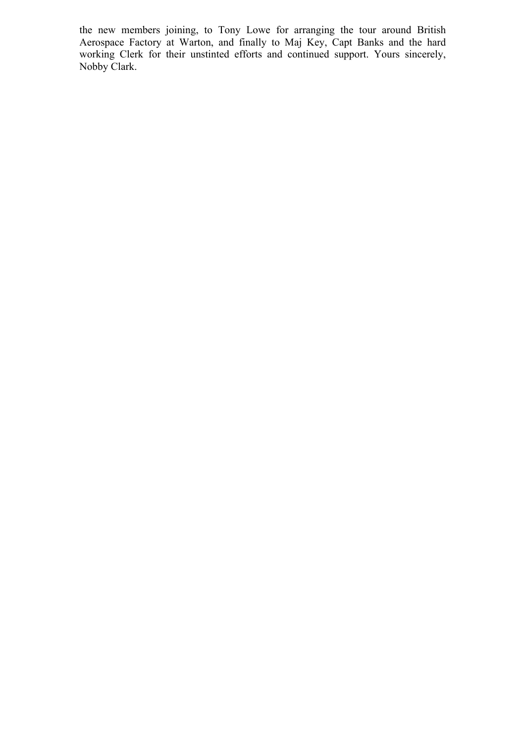the new members joining, to Tony Lowe for arranging the tour around British Aerospace Factory at Warton, and finally to Maj Key, Capt Banks and the hard working Clerk for their unstinted efforts and continued support. Yours sincerely, Nobby Clark.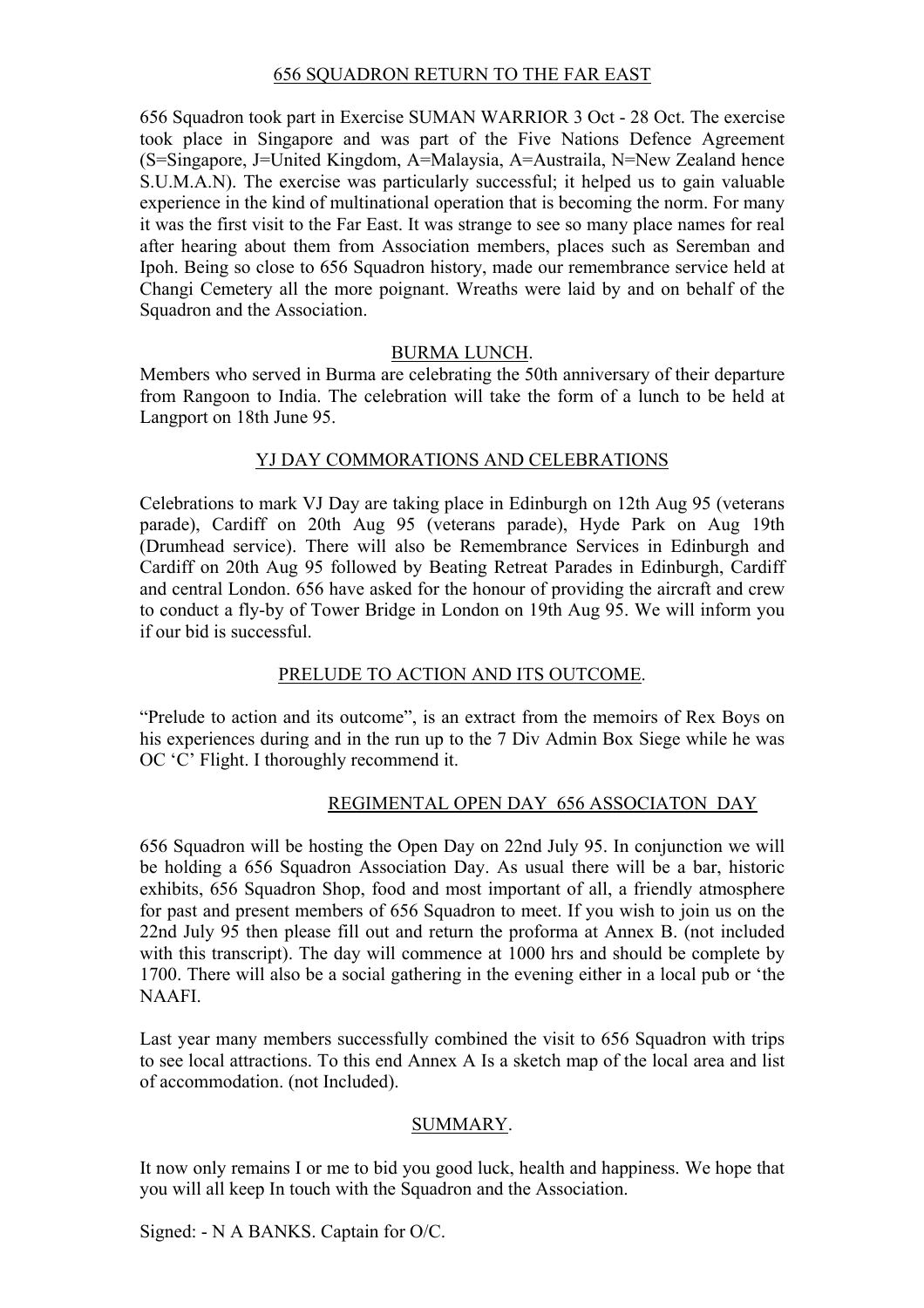## 656 SQUADRON RETURN TO THE FAR EAST

656 Squadron took part in Exercise SUMAN WARRIOR 3 Oct - 28 Oct. The exercise took place in Singapore and was part of the Five Nations Defence Agreement (S=Singapore, J=United Kingdom, A=Malaysia, A=Austraila, N=New Zealand hence S.U.M.A.N). The exercise was particularly successful; it helped us to gain valuable experience in the kind of multinational operation that is becoming the norm. For many it was the first visit to the Far East. It was strange to see so many place names for real after hearing about them from Association members, places such as Seremban and Ipoh. Being so close to 656 Squadron history, made our remembrance service held at Changi Cemetery all the more poignant. Wreaths were laid by and on behalf of the Squadron and the Association.

## BURMA LUNCH.

Members who served in Burma are celebrating the 50th anniversary of their departure from Rangoon to India. The celebration will take the form of a lunch to be held at Langport on 18th June 95.

## YJ DAY COMMORATIONS AND CELEBRATIONS

Celebrations to mark VJ Day are taking place in Edinburgh on 12th Aug 95 (veterans parade), Cardiff on 20th Aug 95 (veterans parade), Hyde Park on Aug 19th (Drumhead service). There will also be Remembrance Services in Edinburgh and Cardiff on 20th Aug 95 followed by Beating Retreat Parades in Edinburgh, Cardiff and central London. 656 have asked for the honour of providing the aircraft and crew to conduct a fly-by of Tower Bridge in London on 19th Aug 95. We will inform you if our bid is successful.

## PRELUDE TO ACTION AND ITS OUTCOME.

"Prelude to action and its outcome", is an extract from the memoirs of Rex Boys on his experiences during and in the run up to the 7 Div Admin Box Siege while he was OC 'C' Flight. I thoroughly recommend it.

## REGIMENTAL OPEN DAY 656 ASSOCIATON DAY

656 Squadron will be hosting the Open Day on 22nd July 95. In conjunction we will be holding a 656 Squadron Association Day. As usual there will be a bar, historic exhibits, 656 Squadron Shop, food and most important of all, a friendly atmosphere for past and present members of 656 Squadron to meet. If you wish to join us on the 22nd July 95 then please fill out and return the proforma at Annex B. (not included with this transcript). The day will commence at 1000 hrs and should be complete by 1700. There will also be a social gathering in the evening either in a local pub or 'the NAAFI.

Last year many members successfully combined the visit to 656 Squadron with trips to see local attractions. To this end Annex A Is a sketch map of the local area and list of accommodation. (not Included).

## SUMMARY.

It now only remains I or me to bid you good luck, health and happiness. We hope that you will all keep In touch with the Squadron and the Association.

Signed: - N A BANKS. Captain for O/C.